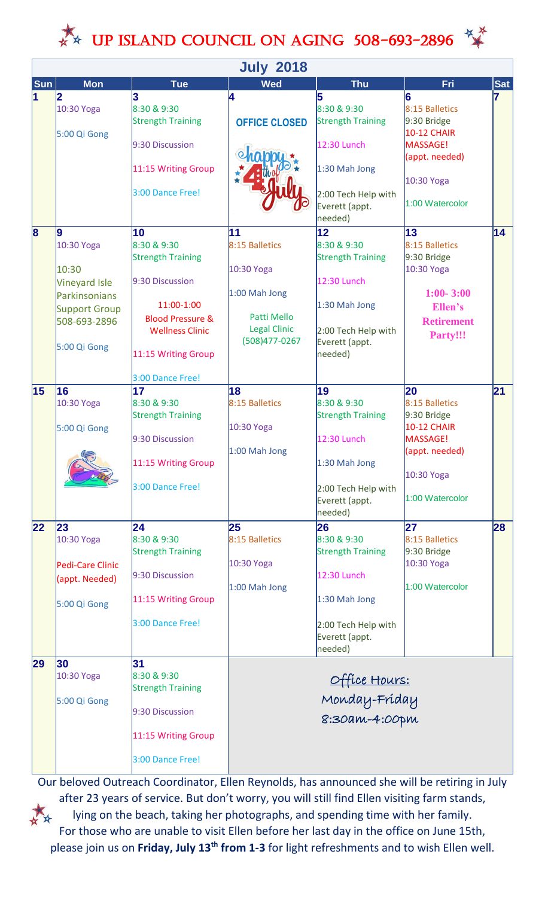# UP ISLAND COUNCIL ON AGING 508-693-2896

## July 2018

| Sun | Mon | Tue | Wed | Thu | Fri | Sat |
|---|---|---|---|---|---|---|
| 1 | 2<br>10:30 Yoga<br>5:00 Qi Gong | 3<br>8:30 & 9:30 Strength Training<br>9:30 Discussion<br>11:15 Writing Group<br>3:00 Dance Free! | 4<br>OFFICE CLOSED<br>Happy 4th of July | 5<br>8:30 & 9:30 Strength Training<br>12:30 Lunch<br>1:30 Mah Jong<br>2:00 Tech Help with Everett (appt. needed) | 6<br>8:15 Balletics<br>9:30 Bridge<br>10-12 CHAIR MASSAGE! (appt. needed)<br>10:30 Yoga<br>1:00 Watercolor | 7 |
| 8 | 9<br>10:30 Yoga<br>10:30 Vineyard Isle Parkinsonians Support Group 508-693-2896<br>5:00 Qi Gong | 10<br>8:30 & 9:30 Strength Training<br>9:30 Discussion<br>11:00-1:00 Blood Pressure & Wellness Clinic<br>11:15 Writing Group<br>3:00 Dance Free! | 11<br>8:15 Balletics<br>10:30 Yoga<br>1:00 Mah Jong<br>Patti Mello Legal Clinic (508)477-0267 | 12<br>8:30 & 9:30 Strength Training<br>12:30 Lunch<br>1:30 Mah Jong<br>2:00 Tech Help with Everett (appt. needed) | 13<br>8:15 Balletics<br>9:30 Bridge<br>10:30 Yoga<br>1:00- 3:00 Ellen's Retirement Party!!! | 14 |
| 15 | 16<br>10:30 Yoga<br>5:00 Qi Gong | 17<br>8:30 & 9:30 Strength Training<br>9:30 Discussion<br>11:15 Writing Group<br>3:00 Dance Free! | 18<br>8:15 Balletics<br>10:30 Yoga<br>1:00 Mah Jong | 19<br>8:30 & 9:30 Strength Training<br>12:30 Lunch<br>1:30 Mah Jong<br>2:00 Tech Help with Everett (appt. needed) | 20<br>8:15 Balletics<br>9:30 Bridge<br>10-12 CHAIR MASSAGE! (appt. needed)<br>10:30 Yoga<br>1:00 Watercolor | 21 |
| 22 | 23<br>10:30 Yoga<br>Pedi-Care Clinic (appt. Needed)<br>5:00 Qi Gong | 24<br>8:30 & 9:30 Strength Training<br>9:30 Discussion<br>11:15 Writing Group<br>3:00 Dance Free! | 25<br>8:15 Balletics<br>10:30 Yoga<br>1:00 Mah Jong | 26<br>8:30 & 9:30 Strength Training<br>12:30 Lunch<br>1:30 Mah Jong<br>2:00 Tech Help with Everett (appt. needed) | 27<br>8:15 Balletics<br>9:30 Bridge<br>10:30 Yoga<br>1:00 Watercolor | 28 |
| 29 | 30<br>10:30 Yoga<br>5:00 Qi Gong | 31<br>8:30 & 9:30 Strength Training<br>9:30 Discussion<br>11:15 Writing Group<br>3:00 Dance Free! | Office Hours:<br>Monday-Friday<br>8:30am-4:00pm | | | |

Our beloved Outreach Coordinator, Ellen Reynolds, has announced she will be retiring in July after 23 years of service. But don't worry, you will still find Ellen visiting farm stands, lying on the beach, taking her photographs, and spending time with her family. For those who are unable to visit Ellen before her last day in the office on June 15th, please join us on **Friday, July 13th from 1-3** for light refreshments and to wish Ellen well.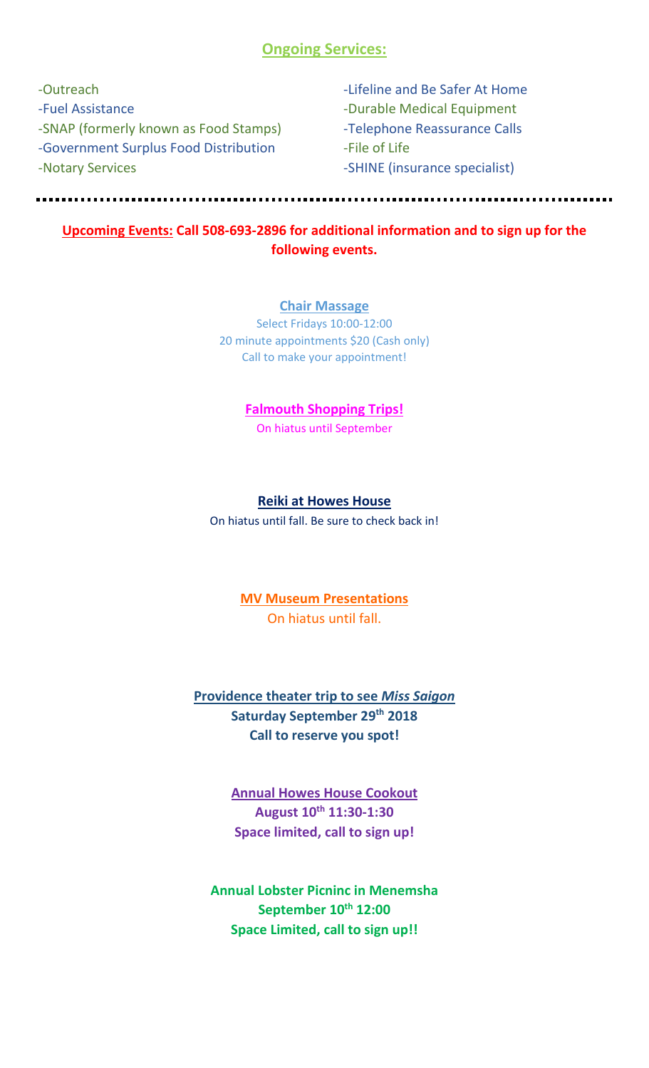## Ongoing Services:

- -Outreach
- -Fuel Assistance
- -SNAP (formerly known as Food Stamps)
- -Government Surplus Food Distribution
- -Notary Services
- -Lifeline and Be Safer At Home
- -Durable Medical Equipment
- -Telephone Reassurance Calls
- -File of Life
- -SHINE (insurance specialist)

---

**Upcoming Events: Call 508-693-2896 for additional information and to sign up for the following events.**

### Chair Massage

Select Fridays 10:00-12:00
20 minute appointments $20 (Cash only)
Call to make your appointment!

### Falmouth Shopping Trips!

On hiatus until September

### Reiki at Howes House

On hiatus until fall. Be sure to check back in!

### MV Museum Presentations

On hiatus until fall.

### Providence theater trip to see *Miss Saigon*

**Saturday September 29th 2018**
**Call to reserve you spot!**

### Annual Howes House Cookout

**August 10th 11:30-1:30**
**Space limited, call to sign up!**

**Annual Lobster Picninc in Menemsha**
**September 10th 12:00**
**Space Limited, call to sign up!!**